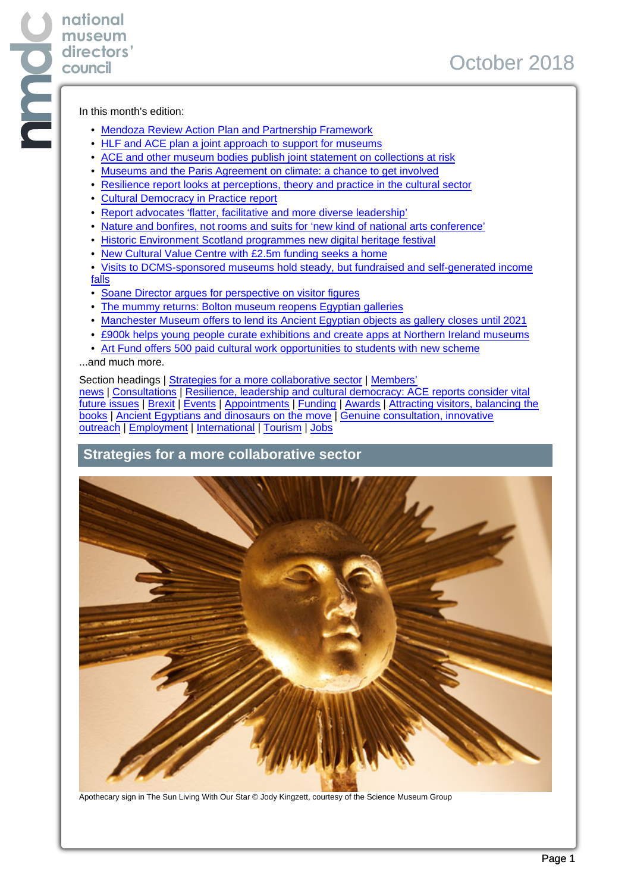national museum directors' council

October 2018

In this month's edition:

- Mendoza Review Action Plan and Partnership Framework
- HLF and ACE plan a joint approach to support for museums
- ACE and other museum bodies publish joint statement on collections at risk
- Museums and the Paris Agreement on climate: a chance to get involved
- Resilience report looks at perceptions, theory and practice in the cultural sector
- Cultural Democracy in Practice report
- Report advocates 'flatter, facilitative and more diverse leadership'
- Nature and bonfires, not rooms and suits for 'new kind of national arts conference'
- Historic Environment Scotland programmes new digital heritage festival
- New Cultural Value Centre with £2.5m funding seeks a home
- Visits to DCMS-sponsored museums hold steady, but fundraised and self-generated income falls
- Soane Director argues for perspective on visitor figures
- The mummy returns: Bolton museum reopens Egyptian galleries
- Manchester Museum offers to lend its Ancient Egyptian objects as gallery closes until 2021
- £900k helps young people curate exhibitions and create apps at Northern Ireland museums
- Art Fund offers 500 paid cultural work opportunities to students with new scheme

...and much more.

Section headings | Strategies for a more collaborative sector | Members' news | Consultations | Resilience, leadership and cultural democracy: ACE reports consider vital future issues | Brexit | Events | Appointments | Funding | Awards | Attracting visitors, balancing the books | Ancient Egyptians and dinosaurs on the move | Genuine consultation, innovative outreach | Employment | International | Tourism | Jobs

## Strategies for a more collaborative sector

Apothecary sign in The Sun Living With Our Star © Jody Kingzett, courtesy of the Science Museum Group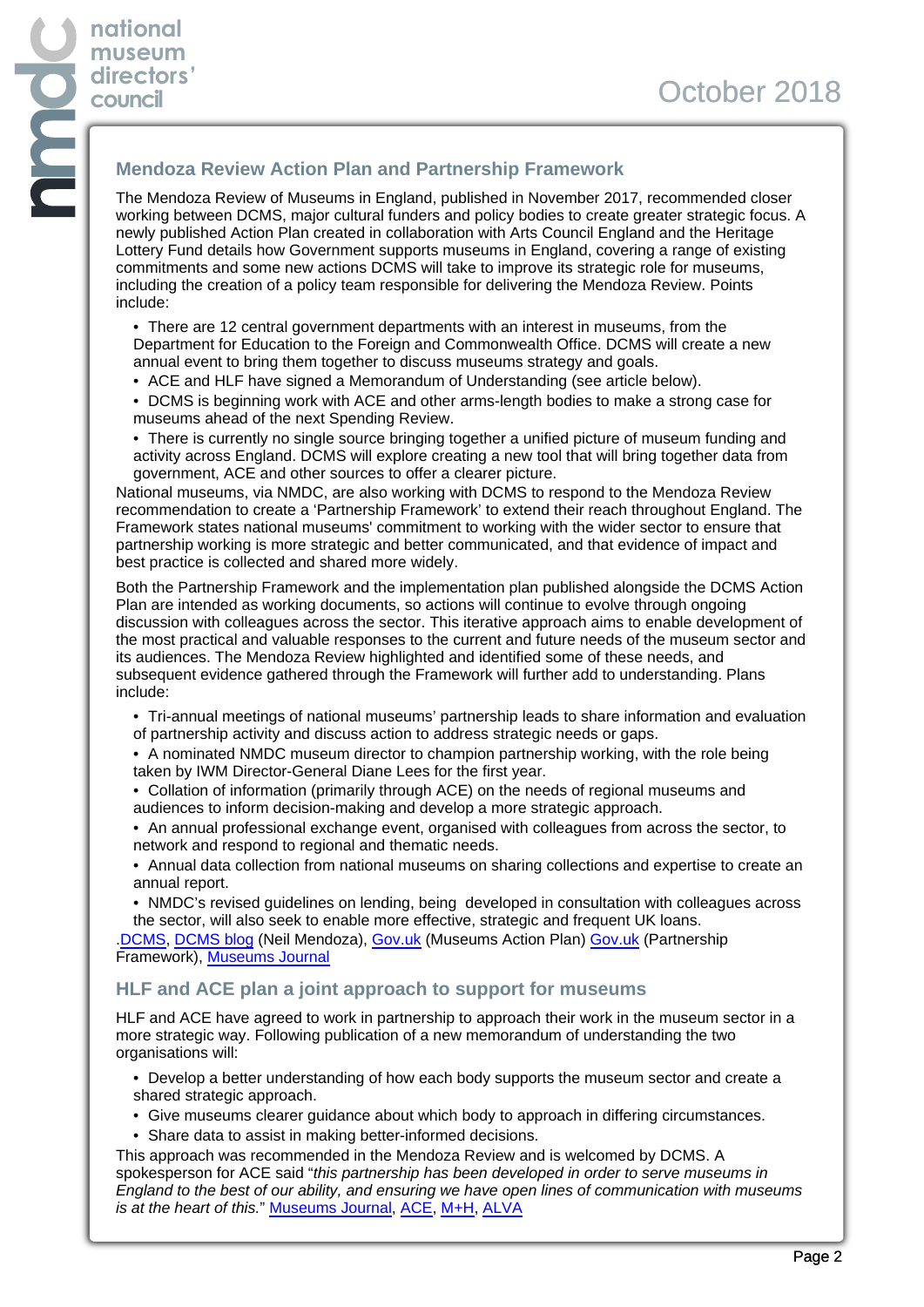## Mendoza Review Action Plan and Partnership Framework

The Mendoza Review of Museums in England, published in November 2017, recommended closer working between DCMS, major cultural funders and policy bodies to create greater strategic focus. A newly published Action Plan created in collaboration with Arts Council England and the Heritage Lottery Fund details how Government supports museums in England, covering a range of existing commitments and some new actions DCMS will take to improve its strategic role for museums, including the creation of a policy team responsible for delivering the Mendoza Review. Points include:

- There are 12 central government departments with an interest in museums, from the Department for Education to the Foreign and Commonwealth Office. DCMS will create a new annual event to bring them together to discuss museums strategy and goals.
- ACE and HLF have signed a Memorandum of Understanding (see article below).
- DCMS is beginning work with ACE and other arms-length bodies to make a strong case for museums ahead of the next Spending Review.
- There is currently no single source bringing together a unified picture of museum funding and activity across England. DCMS will explore creating a new tool that will bring together data from government, ACE and other sources to offer a clearer picture.

National museums, via NMDC, are also working with DCMS to respond to the Mendoza Review recommendation to create a 'Partnership Framework' to extend their reach throughout England. The Framework states national museums' commitment to working with the wider sector to ensure that partnership working is more strategic and better communicated, and that evidence of impact and best practice is collected and shared more widely.

Both the Partnership Framework and the implementation plan published alongside the DCMS Action Plan are intended as working documents, so actions will continue to evolve through ongoing discussion with colleagues across the sector. This iterative approach aims to enable development of the most practical and valuable responses to the current and future needs of the museum sector and its audiences. The Mendoza Review highlighted and identified some of these needs, and subsequent evidence gathered through the Framework will further add to understanding. Plans include:

- Tri-annual meetings of national museums' partnership leads to share information and evaluation of partnership activity and discuss action to address strategic needs or gaps.
- A nominated NMDC museum director to champion partnership working, with the role being taken by IWM Director-General Diane Lees for the first year.
- Collation of information (primarily through ACE) on the needs of regional museums and audiences to inform decision-making and develop a more strategic approach.
- An annual professional exchange event, organised with colleagues from across the sector, to network and respond to regional and thematic needs.
- Annual data collection from national museums on sharing collections and expertise to create an annual report.
- NMDC's revised guidelines on lending, being developed in consultation with colleagues across the sector, will also seek to enable more effective, strategic and frequent UK loans.

.DCMS, DCMS blog (Neil Mendoza), Gov.uk (Museums Action Plan) Gov.uk (Partnership Framework), Museums Journal

## HLF and ACE plan a joint approach to support for museums

HLF and ACE have agreed to work in partnership to approach their work in the museum sector in a more strategic way. Following publication of a new memorandum of understanding the two organisations will:

- Develop a better understanding of how each body supports the museum sector and create a shared strategic approach.
- Give museums clearer guidance about which body to approach in differing circumstances.
- Share data to assist in making better-informed decisions.

This approach was recommended in the Mendoza Review and is welcomed by DCMS. A spokesperson for ACE said "*this partnership has been developed in order to serve museums in England to the best of our ability, and ensuring we have open lines of communication with museums is at the heart of this.*" Museums Journal, ACE, M+H, ALVA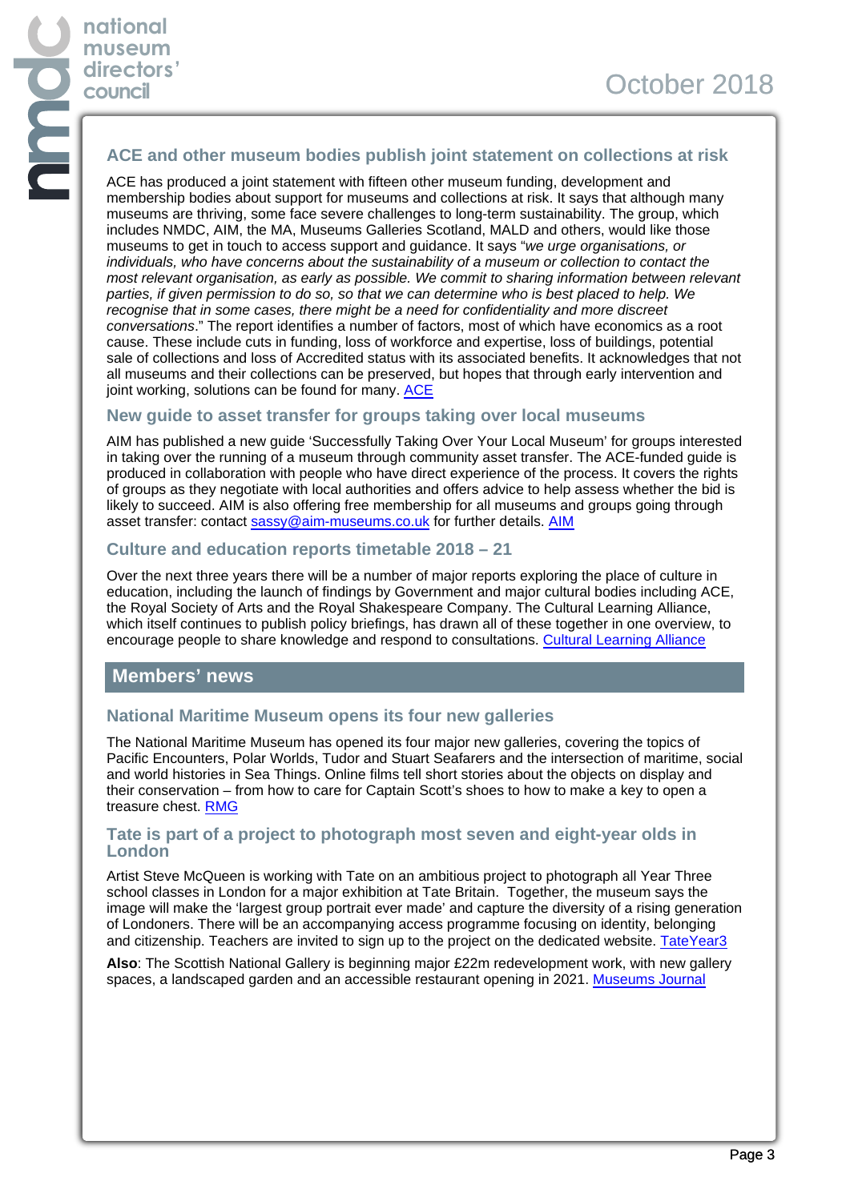## ACE and other museum bodies publish joint statement on collections at risk

ACE has produced a joint statement with fifteen other museum funding, development and membership bodies about support for museums and collections at risk. It says that although many museums are thriving, some face severe challenges to long-term sustainability. The group, which includes NMDC, AIM, the MA, Museums Galleries Scotland, MALD and others, would like those museums to get in touch to access support and guidance. It says "*we urge organisations, or individuals, who have concerns about the sustainability of a museum or collection to contact the most relevant organisation, as early as possible. We commit to sharing information between relevant parties, if given permission to do so, so that we can determine who is best placed to help. We recognise that in some cases, there might be a need for confidentiality and more discreet conversations*." The report identifies a number of factors, most of which have economics as a root cause. These include cuts in funding, loss of workforce and expertise, loss of buildings, potential sale of collections and loss of Accredited status with its associated benefits. It acknowledges that not all museums and their collections can be preserved, but hopes that through early intervention and joint working, solutions can be found for many. ACE

## New guide to asset transfer for groups taking over local museums

AIM has published a new guide 'Successfully Taking Over Your Local Museum' for groups interested in taking over the running of a museum through community asset transfer. The ACE-funded guide is produced in collaboration with people who have direct experience of the process. It covers the rights of groups as they negotiate with local authorities and offers advice to help assess whether the bid is likely to succeed. AIM is also offering free membership for all museums and groups going through asset transfer: contact sassy@aim-museums.co.uk for further details. AIM

## Culture and education reports timetable 2018 – 21

Over the next three years there will be a number of major reports exploring the place of culture in education, including the launch of findings by Government and major cultural bodies including ACE, the Royal Society of Arts and the Royal Shakespeare Company. The Cultural Learning Alliance, which itself continues to publish policy briefings, has drawn all of these together in one overview, to encourage people to share knowledge and respond to consultations. Cultural Learning Alliance

# Members' news

## National Maritime Museum opens its four new galleries

The National Maritime Museum has opened its four major new galleries, covering the topics of Pacific Encounters, Polar Worlds, Tudor and Stuart Seafarers and the intersection of maritime, social and world histories in Sea Things. Online films tell short stories about the objects on display and their conservation – from how to care for Captain Scott's shoes to how to make a key to open a treasure chest. RMG

## Tate is part of a project to photograph most seven and eight-year olds in London

Artist Steve McQueen is working with Tate on an ambitious project to photograph all Year Three school classes in London for a major exhibition at Tate Britain. Together, the museum says the image will make the 'largest group portrait ever made' and capture the diversity of a rising generation of Londoners. There will be an accompanying access programme focusing on identity, belonging and citizenship. Teachers are invited to sign up to the project on the dedicated website. TateYear3

**Also**: The Scottish National Gallery is beginning major £22m redevelopment work, with new gallery spaces, a landscaped garden and an accessible restaurant opening in 2021. Museums Journal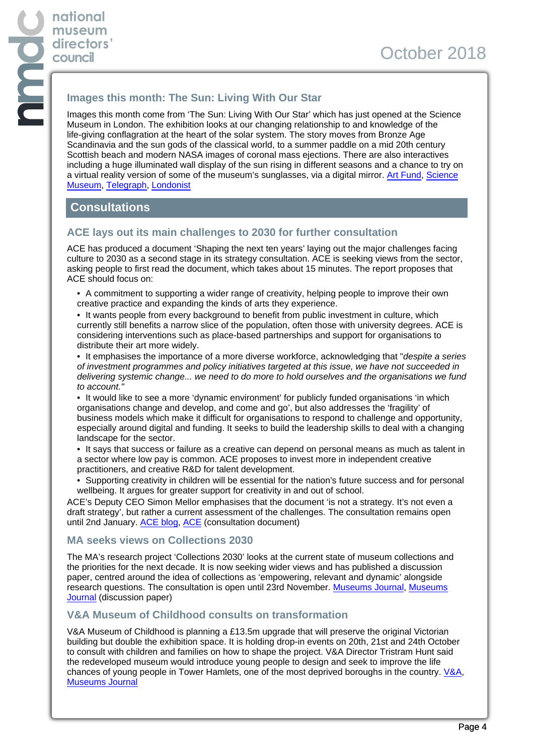### Images this month: The Sun: Living With Our Star

Images this month come from 'The Sun: Living With Our Star' which has just opened at the Science Museum in London. The exhibition looks at our changing relationship to and knowledge of the life-giving conflagration at the heart of the solar system. The story moves from Bronze Age Scandinavia and the sun gods of the classical world, to a summer paddle on a mid 20th century Scottish beach and modern NASA images of coronal mass ejections. There are also interactives including a huge illuminated wall display of the sun rising in different seasons and a chance to try on a virtual reality version of some of the museum's sunglasses, via a digital mirror. Art Fund, Science Museum, Telegraph, Londonist

## Consultations

### ACE lays out its main challenges to 2030 for further consultation

ACE has produced a document 'Shaping the next ten years' laying out the major challenges facing culture to 2030 as a second stage in its strategy consultation. ACE is seeking views from the sector, asking people to first read the document, which takes about 15 minutes. The report proposes that ACE should focus on:

- A commitment to supporting a wider range of creativity, helping people to improve their own creative practice and expanding the kinds of arts they experience.
- It wants people from every background to benefit from public investment in culture, which currently still benefits a narrow slice of the population, often those with university degrees. ACE is considering interventions such as place-based partnerships and support for organisations to distribute their art more widely.
- It emphasises the importance of a more diverse workforce, acknowledging that "*despite a series of investment programmes and policy initiatives targeted at this issue, we have not succeeded in delivering systemic change... we need to do more to hold ourselves and the organisations we fund to account."*
- It would like to see a more 'dynamic environment' for publicly funded organisations 'in which organisations change and develop, and come and go', but also addresses the 'fragility' of business models which make it difficult for organisations to respond to challenge and opportunity, especially around digital and funding. It seeks to build the leadership skills to deal with a changing landscape for the sector.
- It says that success or failure as a creative can depend on personal means as much as talent in a sector where low pay is common. ACE proposes to invest more in independent creative practitioners, and creative R&D for talent development.
- Supporting creativity in children will be essential for the nation's future success and for personal wellbeing. It argues for greater support for creativity in and out of school.

ACE's Deputy CEO Simon Mellor emphasises that the document 'is not a strategy. It's not even a draft strategy', but rather a current assessment of the challenges. The consultation remains open until 2nd January. ACE blog, ACE (consultation document)

### MA seeks views on Collections 2030

The MA's research project 'Collections 2030' looks at the current state of museum collections and the priorities for the next decade. It is now seeking wider views and has published a discussion paper, centred around the idea of collections as 'empowering, relevant and dynamic' alongside research questions. The consultation is open until 23rd November. Museums Journal, Museums Journal (discussion paper)

### V&A Museum of Childhood consults on transformation

V&A Museum of Childhood is planning a £13.5m upgrade that will preserve the original Victorian building but double the exhibition space. It is holding drop-in events on 20th, 21st and 24th October to consult with children and families on how to shape the project. V&A Director Tristram Hunt said the redeveloped museum would introduce young people to design and seek to improve the life chances of young people in Tower Hamlets, one of the most deprived boroughs in the country. V&A, Museums Journal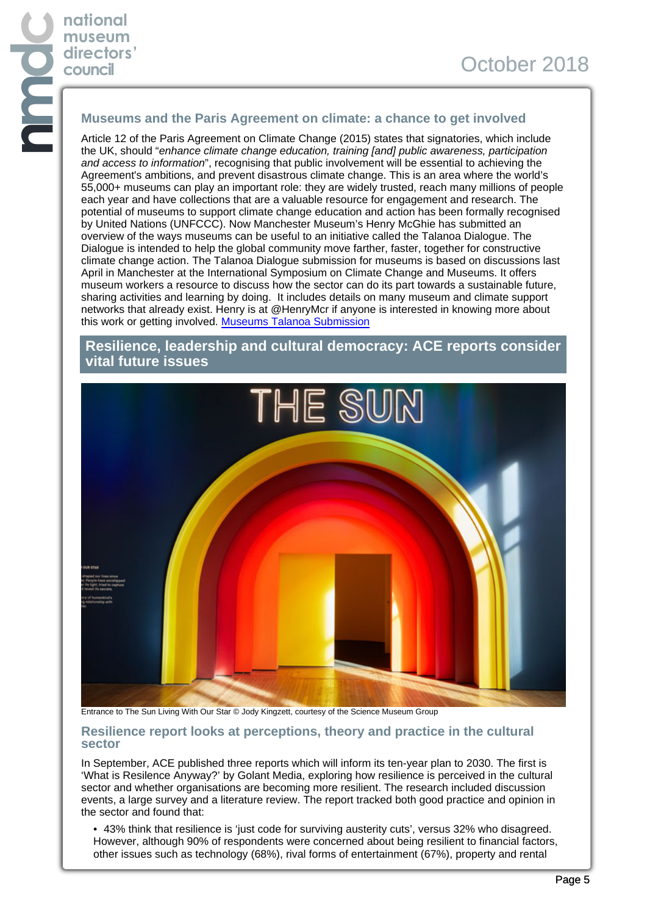## Museums and the Paris Agreement on climate: a chance to get involved

Article 12 of the Paris Agreement on Climate Change (2015) states that signatories, which include the UK, should "*enhance climate change education, training [and] public awareness, participation and access to information*", recognising that public involvement will be essential to achieving the Agreement's ambitions, and prevent disastrous climate change. This is an area where the world's 55,000+ museums can play an important role: they are widely trusted, reach many millions of people each year and have collections that are a valuable resource for engagement and research. The potential of museums to support climate change education and action has been formally recognised by United Nations (UNFCCC). Now Manchester Museum's Henry McGhie has submitted an overview of the ways museums can be useful to an initiative called the Talanoa Dialogue. The Dialogue is intended to help the global community move farther, faster, together for constructive climate change action. The Talanoa Dialogue submission for museums is based on discussions last April in Manchester at the International Symposium on Climate Change and Museums. It offers museum workers a resource to discuss how the sector can do its part towards a sustainable future, sharing activities and learning by doing. It includes details on many museum and climate support networks that already exist. Henry is at @HenryMcr if anyone is interested in knowing more about this work or getting involved. Museums Talanoa Submission

## Resilience, leadership and cultural democracy: ACE reports consider vital future issues

Entrance to The Sun Living With Our Star © Jody Kingzett, courtesy of the Science Museum Group

### Resilience report looks at perceptions, theory and practice in the cultural sector

In September, ACE published three reports which will inform its ten-year plan to 2030. The first is 'What is Resilience Anyway?' by Golant Media, exploring how resilience is perceived in the cultural sector and whether organisations are becoming more resilient. The research included discussion events, a large survey and a literature review. The report tracked both good practice and opinion in the sector and found that:

- 43% think that resilience is 'just code for surviving austerity cuts', versus 32% who disagreed. However, although 90% of respondents were concerned about being resilient to financial factors, other issues such as technology (68%), rival forms of entertainment (67%), property and rental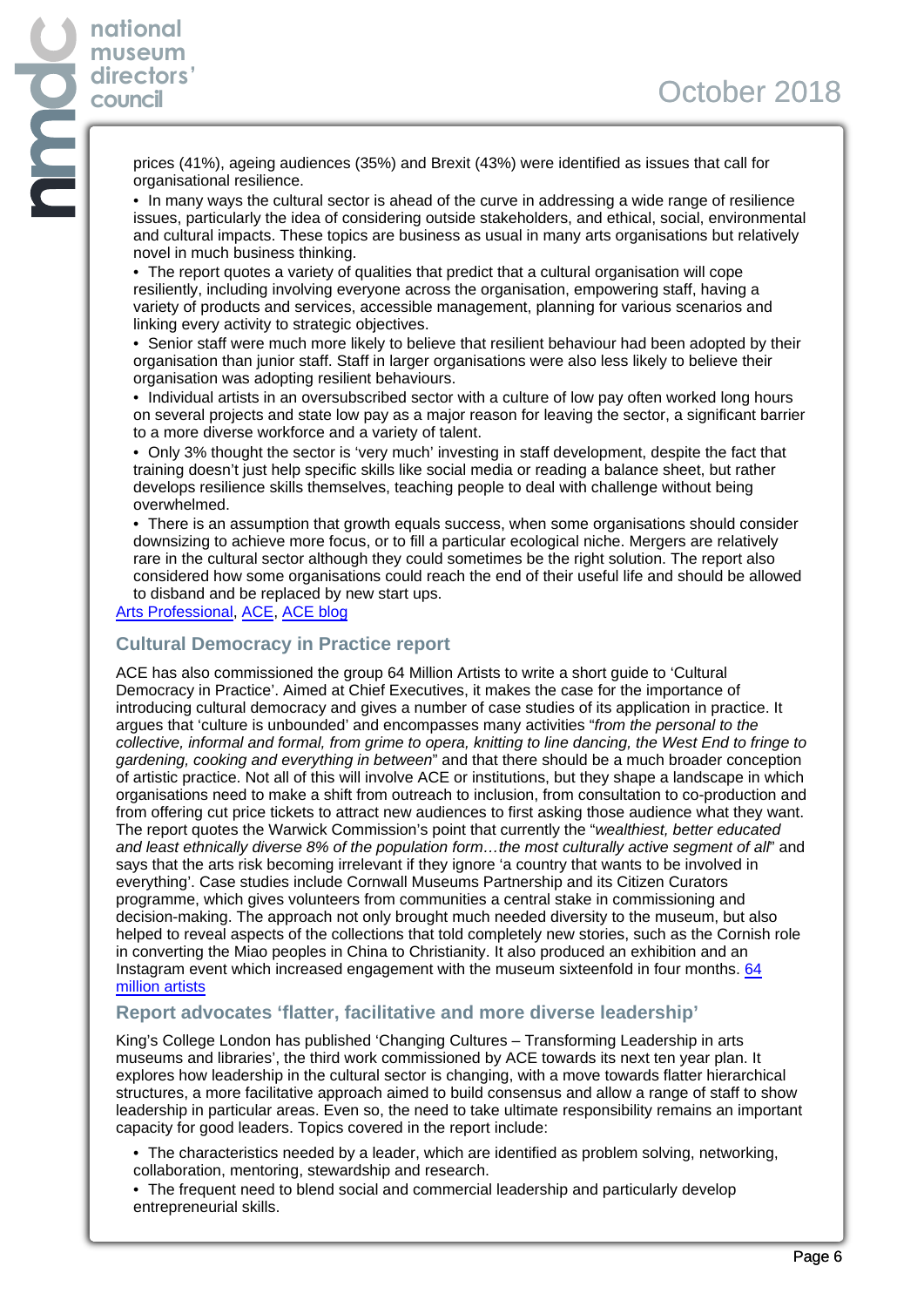prices (41%), ageing audiences (35%) and Brexit (43%) were identified as issues that call for organisational resilience.

- In many ways the cultural sector is ahead of the curve in addressing a wide range of resilience issues, particularly the idea of considering outside stakeholders, and ethical, social, environmental and cultural impacts. These topics are business as usual in many arts organisations but relatively novel in much business thinking.
- The report quotes a variety of qualities that predict that a cultural organisation will cope resiliently, including involving everyone across the organisation, empowering staff, having a variety of products and services, accessible management, planning for various scenarios and linking every activity to strategic objectives.
- Senior staff were much more likely to believe that resilient behaviour had been adopted by their organisation than junior staff. Staff in larger organisations were also less likely to believe their organisation was adopting resilient behaviours.
- Individual artists in an oversubscribed sector with a culture of low pay often worked long hours on several projects and state low pay as a major reason for leaving the sector, a significant barrier to a more diverse workforce and a variety of talent.
- Only 3% thought the sector is 'very much' investing in staff development, despite the fact that training doesn't just help specific skills like social media or reading a balance sheet, but rather develops resilience skills themselves, teaching people to deal with challenge without being overwhelmed.
- There is an assumption that growth equals success, when some organisations should consider downsizing to achieve more focus, or to fill a particular ecological niche. Mergers are relatively rare in the cultural sector although they could sometimes be the right solution. The report also considered how some organisations could reach the end of their useful life and should be allowed to disband and be replaced by new start ups.

Arts Professional, ACE, ACE blog

## Cultural Democracy in Practice report

ACE has also commissioned the group 64 Million Artists to write a short guide to 'Cultural Democracy in Practice'. Aimed at Chief Executives, it makes the case for the importance of introducing cultural democracy and gives a number of case studies of its application in practice. It argues that 'culture is unbounded' and encompasses many activities "*from the personal to the collective, informal and formal, from grime to opera, knitting to line dancing, the West End to fringe to gardening, cooking and everything in between*" and that there should be a much broader conception of artistic practice. Not all of this will involve ACE or institutions, but they shape a landscape in which organisations need to make a shift from outreach to inclusion, from consultation to co-production and from offering cut price tickets to attract new audiences to first asking those audience what they want. The report quotes the Warwick Commission's point that currently the "*wealthiest, better educated and least ethnically diverse 8% of the population form…the most culturally active segment of all*" and says that the arts risk becoming irrelevant if they ignore 'a country that wants to be involved in everything'. Case studies include Cornwall Museums Partnership and its Citizen Curators programme, which gives volunteers from communities a central stake in commissioning and decision-making. The approach not only brought much needed diversity to the museum, but also helped to reveal aspects of the collections that told completely new stories, such as the Cornish role in converting the Miao peoples in China to Christianity. It also produced an exhibition and an Instagram event which increased engagement with the museum sixteenfold in four months. 64 million artists

## Report advocates 'flatter, facilitative and more diverse leadership'

King's College London has published 'Changing Cultures – Transforming Leadership in arts museums and libraries', the third work commissioned by ACE towards its next ten year plan. It explores how leadership in the cultural sector is changing, with a move towards flatter hierarchical structures, a more facilitative approach aimed to build consensus and allow a range of staff to show leadership in particular areas. Even so, the need to take ultimate responsibility remains an important capacity for good leaders. Topics covered in the report include:

- The characteristics needed by a leader, which are identified as problem solving, networking, collaboration, mentoring, stewardship and research.
- The frequent need to blend social and commercial leadership and particularly develop entrepreneurial skills.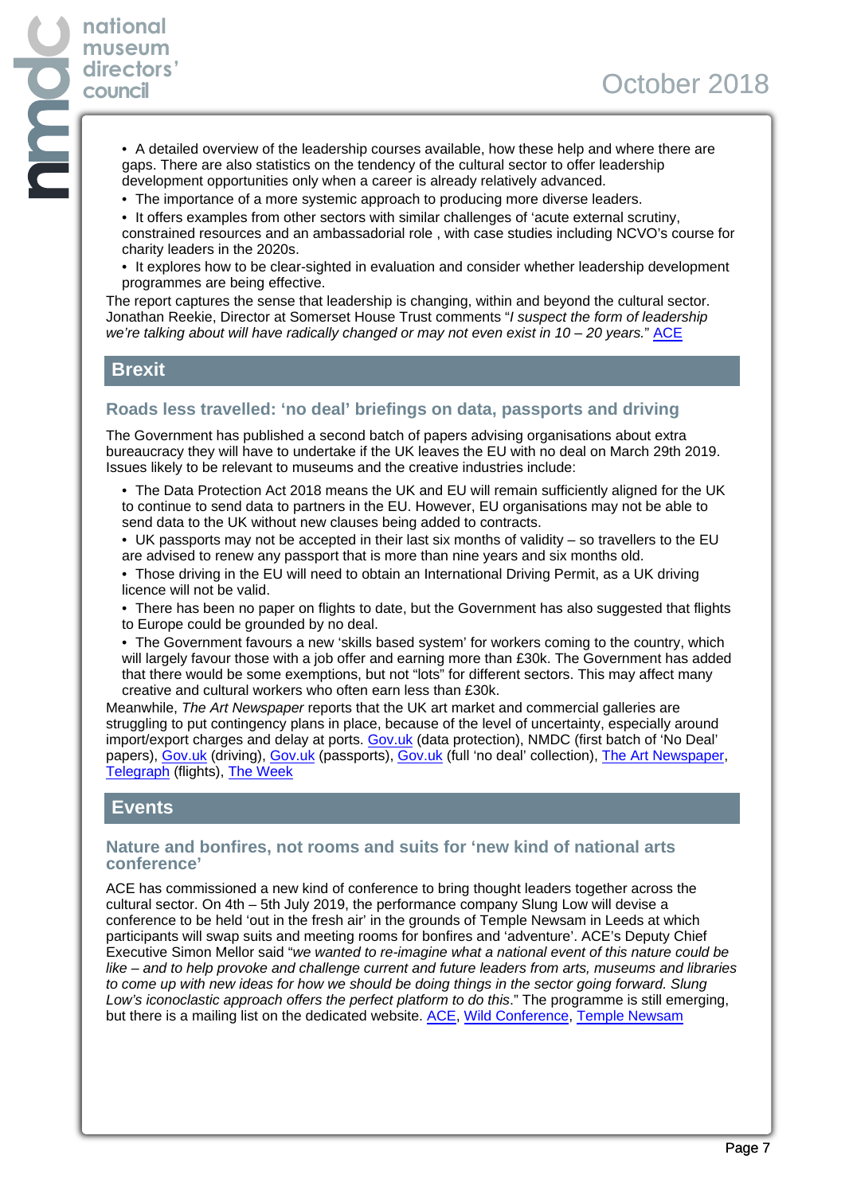- A detailed overview of the leadership courses available, how these help and where there are gaps. There are also statistics on the tendency of the cultural sector to offer leadership development opportunities only when a career is already relatively advanced.
- The importance of a more systemic approach to producing more diverse leaders.
- It offers examples from other sectors with similar challenges of 'acute external scrutiny, constrained resources and an ambassadorial role , with case studies including NCVO's course for charity leaders in the 2020s.
- It explores how to be clear-sighted in evaluation and consider whether leadership development programmes are being effective.

The report captures the sense that leadership is changing, within and beyond the cultural sector. Jonathan Reekie, Director at Somerset House Trust comments "*I suspect the form of leadership we're talking about will have radically changed or may not even exist in 10 – 20 years.*" ACE

## Brexit

### Roads less travelled: 'no deal' briefings on data, passports and driving

The Government has published a second batch of papers advising organisations about extra bureaucracy they will have to undertake if the UK leaves the EU with no deal on March 29th 2019. Issues likely to be relevant to museums and the creative industries include:

- The Data Protection Act 2018 means the UK and EU will remain sufficiently aligned for the UK to continue to send data to partners in the EU. However, EU organisations may not be able to send data to the UK without new clauses being added to contracts.
- UK passports may not be accepted in their last six months of validity – so travellers to the EU are advised to renew any passport that is more than nine years and six months old.
- Those driving in the EU will need to obtain an International Driving Permit, as a UK driving licence will not be valid.
- There has been no paper on flights to date, but the Government has also suggested that flights to Europe could be grounded by no deal.
- The Government favours a new 'skills based system' for workers coming to the country, which will largely favour those with a job offer and earning more than £30k. The Government has added that there would be some exemptions, but not "lots" for different sectors. This may affect many creative and cultural workers who often earn less than £30k.

Meanwhile, *The Art Newspaper* reports that the UK art market and commercial galleries are struggling to put contingency plans in place, because of the level of uncertainty, especially around import/export charges and delay at ports. Gov.uk (data protection), NMDC (first batch of 'No Deal' papers), Gov.uk (driving), Gov.uk (passports), Gov.uk (full 'no deal' collection), The Art Newspaper, Telegraph (flights), The Week

## Events

### Nature and bonfires, not rooms and suits for 'new kind of national arts conference'

ACE has commissioned a new kind of conference to bring thought leaders together across the cultural sector. On 4th – 5th July 2019, the performance company Slung Low will devise a conference to be held 'out in the fresh air' in the grounds of Temple Newsam in Leeds at which participants will swap suits and meeting rooms for bonfires and 'adventure'. ACE's Deputy Chief Executive Simon Mellor said "*we wanted to re-imagine what a national event of this nature could be like – and to help provoke and challenge current and future leaders from arts, museums and libraries to come up with new ideas for how we should be doing things in the sector going forward. Slung Low's iconoclastic approach offers the perfect platform to do this*." The programme is still emerging, but there is a mailing list on the dedicated website. ACE, Wild Conference, Temple Newsam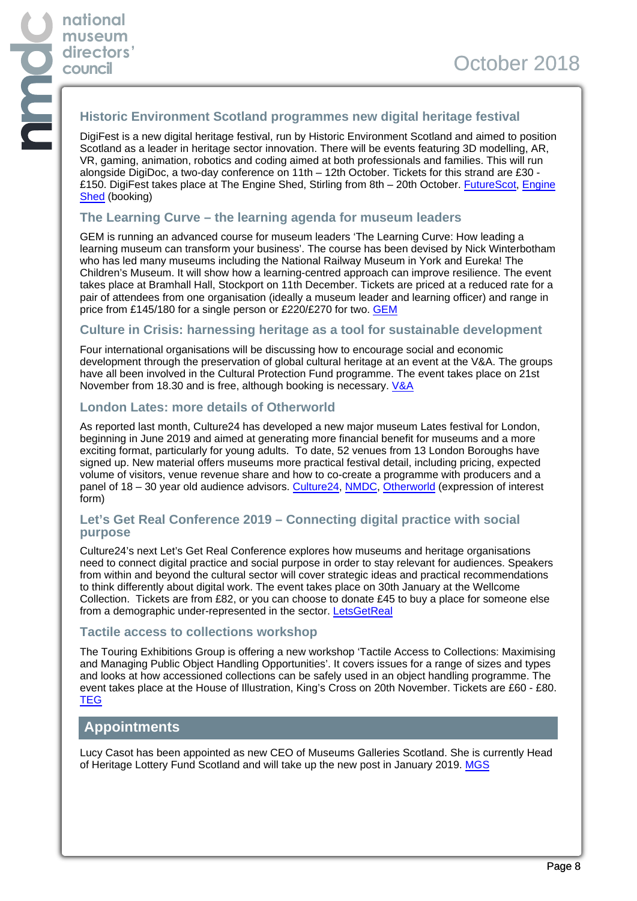### Historic Environment Scotland programmes new digital heritage festival

DigiFest is a new digital heritage festival, run by Historic Environment Scotland and aimed to position Scotland as a leader in heritage sector innovation. There will be events featuring 3D modelling, AR, VR, gaming, animation, robotics and coding aimed at both professionals and families. This will run alongside DigiDoc, a two-day conference on 11th – 12th October. Tickets for this strand are £30 - £150. DigiFest takes place at The Engine Shed, Stirling from 8th – 20th October. FutureScot, Engine Shed (booking)

### The Learning Curve – the learning agenda for museum leaders

GEM is running an advanced course for museum leaders 'The Learning Curve: How leading a learning museum can transform your business'. The course has been devised by Nick Winterbotham who has led many museums including the National Railway Museum in York and Eureka! The Children's Museum. It will show how a learning-centred approach can improve resilience. The event takes place at Bramhall Hall, Stockport on 11th December. Tickets are priced at a reduced rate for a pair of attendees from one organisation (ideally a museum leader and learning officer) and range in price from £145/180 for a single person or £220/£270 for two. GEM

### Culture in Crisis: harnessing heritage as a tool for sustainable development

Four international organisations will be discussing how to encourage social and economic development through the preservation of global cultural heritage at an event at the V&A. The groups have all been involved in the Cultural Protection Fund programme. The event takes place on 21st November from 18.30 and is free, although booking is necessary. V&A

### London Lates: more details of Otherworld

As reported last month, Culture24 has developed a new major museum Lates festival for London, beginning in June 2019 and aimed at generating more financial benefit for museums and a more exciting format, particularly for young adults. To date, 52 venues from 13 London Boroughs have signed up. New material offers museums more practical festival detail, including pricing, expected volume of visitors, venue revenue share and how to co-create a programme with producers and a panel of 18 – 30 year old audience advisors. Culture24, NMDC, Otherworld (expression of interest form)

### Let's Get Real Conference 2019 – Connecting digital practice with social purpose

Culture24's next Let's Get Real Conference explores how museums and heritage organisations need to connect digital practice and social purpose in order to stay relevant for audiences. Speakers from within and beyond the cultural sector will cover strategic ideas and practical recommendations to think differently about digital work. The event takes place on 30th January at the Wellcome Collection. Tickets are from £82, or you can choose to donate £45 to buy a place for someone else from a demographic under-represented in the sector. LetsGetReal

### Tactile access to collections workshop

The Touring Exhibitions Group is offering a new workshop 'Tactile Access to Collections: Maximising and Managing Public Object Handling Opportunities'. It covers issues for a range of sizes and types and looks at how accessioned collections can be safely used in an object handling programme. The event takes place at the House of Illustration, King's Cross on 20th November. Tickets are £60 - £80. TEG

## Appointments

Lucy Casot has been appointed as new CEO of Museums Galleries Scotland. She is currently Head of Heritage Lottery Fund Scotland and will take up the new post in January 2019. MGS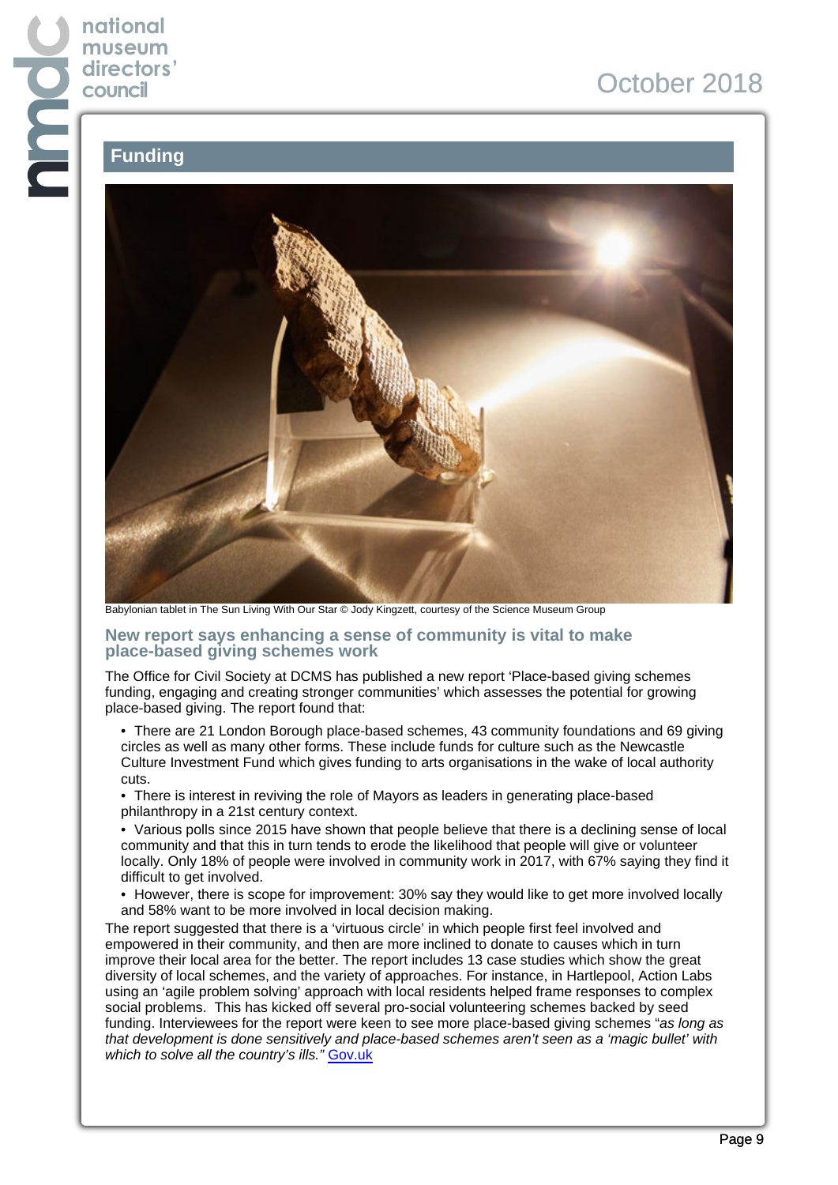## Funding

Babylonian tablet in The Sun Living With Our Star © Jody Kingzett, courtesy of the Science Museum Group

### New report says enhancing a sense of community is vital to make place-based giving schemes work

The Office for Civil Society at DCMS has published a new report 'Place-based giving schemes funding, engaging and creating stronger communities' which assesses the potential for growing place-based giving. The report found that:

- There are 21 London Borough place-based schemes, 43 community foundations and 69 giving circles as well as many other forms. These include funds for culture such as the Newcastle Culture Investment Fund which gives funding to arts organisations in the wake of local authority cuts.
- There is interest in reviving the role of Mayors as leaders in generating place-based philanthropy in a 21st century context.
- Various polls since 2015 have shown that people believe that there is a declining sense of local community and that this in turn tends to erode the likelihood that people will give or volunteer locally. Only 18% of people were involved in community work in 2017, with 67% saying they find it difficult to get involved.
- However, there is scope for improvement: 30% say they would like to get more involved locally and 58% want to be more involved in local decision making.

The report suggested that there is a 'virtuous circle' in which people first feel involved and empowered in their community, and then are more inclined to donate to causes which in turn improve their local area for the better. The report includes 13 case studies which show the great diversity of local schemes, and the variety of approaches. For instance, in Hartlepool, Action Labs using an 'agile problem solving' approach with local residents helped frame responses to complex social problems. This has kicked off several pro-social volunteering schemes backed by seed funding. Interviewees for the report were keen to see more place-based giving schemes "*as long as that development is done sensitively and place-based schemes aren't seen as a 'magic bullet' with which to solve all the country's ills.*" Gov.uk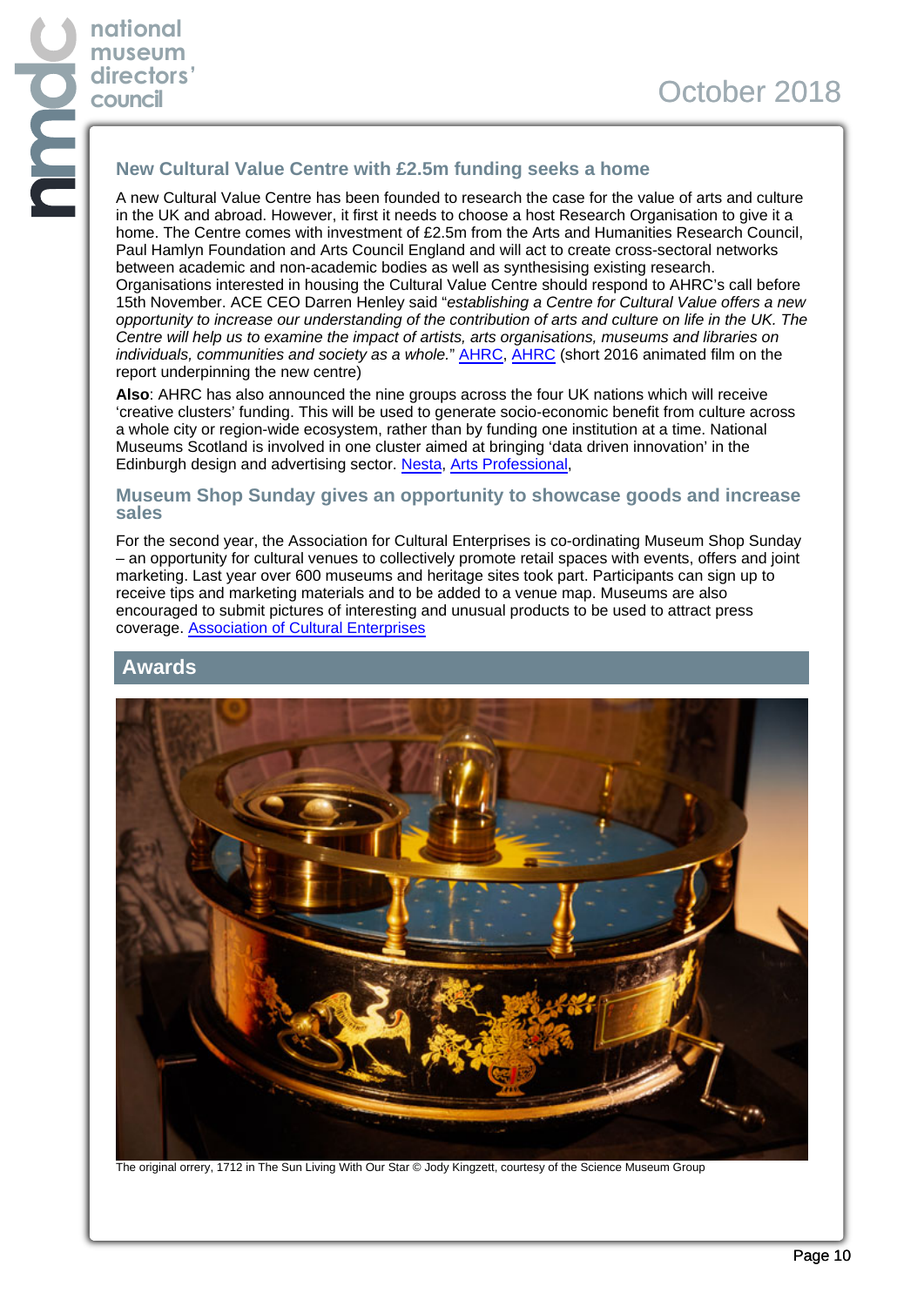## New Cultural Value Centre with £2.5m funding seeks a home

A new Cultural Value Centre has been founded to research the case for the value of arts and culture in the UK and abroad. However, it first it needs to choose a host Research Organisation to give it a home. The Centre comes with investment of £2.5m from the Arts and Humanities Research Council, Paul Hamlyn Foundation and Arts Council England and will act to create cross-sectoral networks between academic and non-academic bodies as well as synthesising existing research. Organisations interested in housing the Cultural Value Centre should respond to AHRC's call before 15th November. ACE CEO Darren Henley said "*establishing a Centre for Cultural Value offers a new opportunity to increase our understanding of the contribution of arts and culture on life in the UK. The Centre will help us to examine the impact of artists, arts organisations, museums and libraries on individuals, communities and society as a whole.*" AHRC, AHRC (short 2016 animated film on the report underpinning the new centre)

**Also**: AHRC has also announced the nine groups across the four UK nations which will receive 'creative clusters' funding. This will be used to generate socio-economic benefit from culture across a whole city or region-wide ecosystem, rather than by funding one institution at a time. National Museums Scotland is involved in one cluster aimed at bringing 'data driven innovation' in the Edinburgh design and advertising sector. Nesta, Arts Professional,

## Museum Shop Sunday gives an opportunity to showcase goods and increase sales

For the second year, the Association for Cultural Enterprises is co-ordinating Museum Shop Sunday – an opportunity for cultural venues to collectively promote retail spaces with events, offers and joint marketing. Last year over 600 museums and heritage sites took part. Participants can sign up to receive tips and marketing materials and to be added to a venue map. Museums are also encouraged to submit pictures of interesting and unusual products to be used to attract press coverage. Association of Cultural Enterprises

# Awards

The original orrery, 1712 in The Sun Living With Our Star © Jody Kingzett, courtesy of the Science Museum Group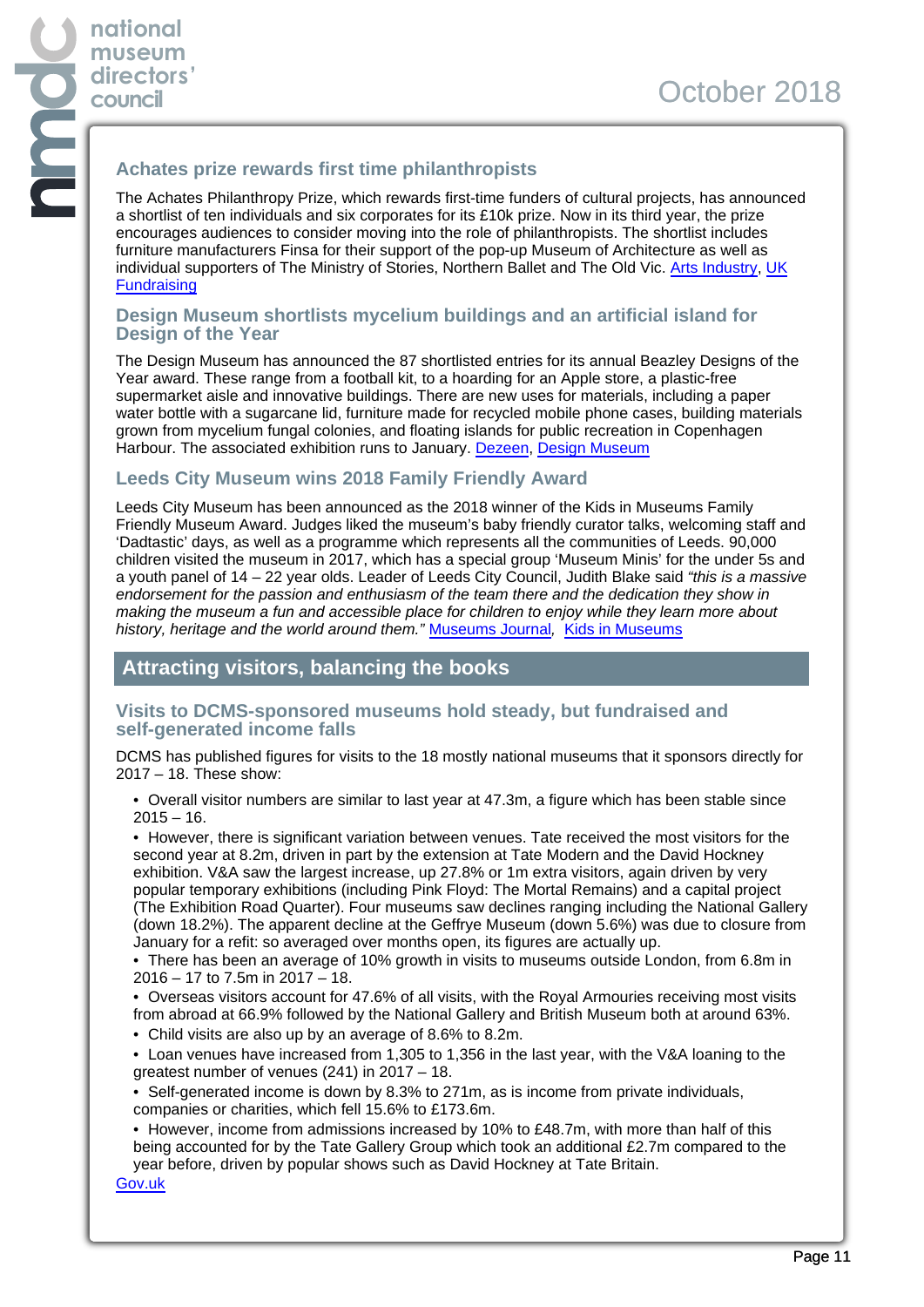### Achates prize rewards first time philanthropists

The Achates Philanthropy Prize, which rewards first-time funders of cultural projects, has announced a shortlist of ten individuals and six corporates for its £10k prize. Now in its third year, the prize encourages audiences to consider moving into the role of philanthropists. The shortlist includes furniture manufacturers Finsa for their support of the pop-up Museum of Architecture as well as individual supporters of The Ministry of Stories, Northern Ballet and The Old Vic. Arts Industry, UK Fundraising

### Design Museum shortlists mycelium buildings and an artificial island for Design of the Year

The Design Museum has announced the 87 shortlisted entries for its annual Beazley Designs of the Year award. These range from a football kit, to a hoarding for an Apple store, a plastic-free supermarket aisle and innovative buildings. There are new uses for materials, including a paper water bottle with a sugarcane lid, furniture made for recycled mobile phone cases, building materials grown from mycelium fungal colonies, and floating islands for public recreation in Copenhagen Harbour. The associated exhibition runs to January. Dezeen, Design Museum

### Leeds City Museum wins 2018 Family Friendly Award

Leeds City Museum has been announced as the 2018 winner of the Kids in Museums Family Friendly Museum Award. Judges liked the museum's baby friendly curator talks, welcoming staff and 'Dadtastic' days, as well as a programme which represents all the communities of Leeds. 90,000 children visited the museum in 2017, which has a special group 'Museum Minis' for the under 5s and a youth panel of 14 – 22 year olds. Leader of Leeds City Council, Judith Blake said *"this is a massive endorsement for the passion and enthusiasm of the team there and the dedication they show in making the museum a fun and accessible place for children to enjoy while they learn more about history, heritage and the world around them."* Museums Journal, Kids in Museums

## Attracting visitors, balancing the books

### Visits to DCMS-sponsored museums hold steady, but fundraised and self-generated income falls

DCMS has published figures for visits to the 18 mostly national museums that it sponsors directly for 2017 – 18. These show:

- Overall visitor numbers are similar to last year at 47.3m, a figure which has been stable since 2015 – 16.
- However, there is significant variation between venues. Tate received the most visitors for the second year at 8.2m, driven in part by the extension at Tate Modern and the David Hockney exhibition. V&A saw the largest increase, up 27.8% or 1m extra visitors, again driven by very popular temporary exhibitions (including Pink Floyd: The Mortal Remains) and a capital project (The Exhibition Road Quarter). Four museums saw declines ranging including the National Gallery (down 18.2%). The apparent decline at the Geffrye Museum (down 5.6%) was due to closure from January for a refit: so averaged over months open, its figures are actually up.
- There has been an average of 10% growth in visits to museums outside London, from 6.8m in 2016 – 17 to 7.5m in 2017 – 18.
- Overseas visitors account for 47.6% of all visits, with the Royal Armouries receiving most visits from abroad at 66.9% followed by the National Gallery and British Museum both at around 63%.
- Child visits are also up by an average of 8.6% to 8.2m.
- Loan venues have increased from 1,305 to 1,356 in the last year, with the V&A loaning to the greatest number of venues (241) in 2017 – 18.
- Self-generated income is down by 8.3% to 271m, as is income from private individuals, companies or charities, which fell 15.6% to £173.6m.
- However, income from admissions increased by 10% to £48.7m, with more than half of this being accounted for by the Tate Gallery Group which took an additional £2.7m compared to the year before, driven by popular shows such as David Hockney at Tate Britain.

Gov.uk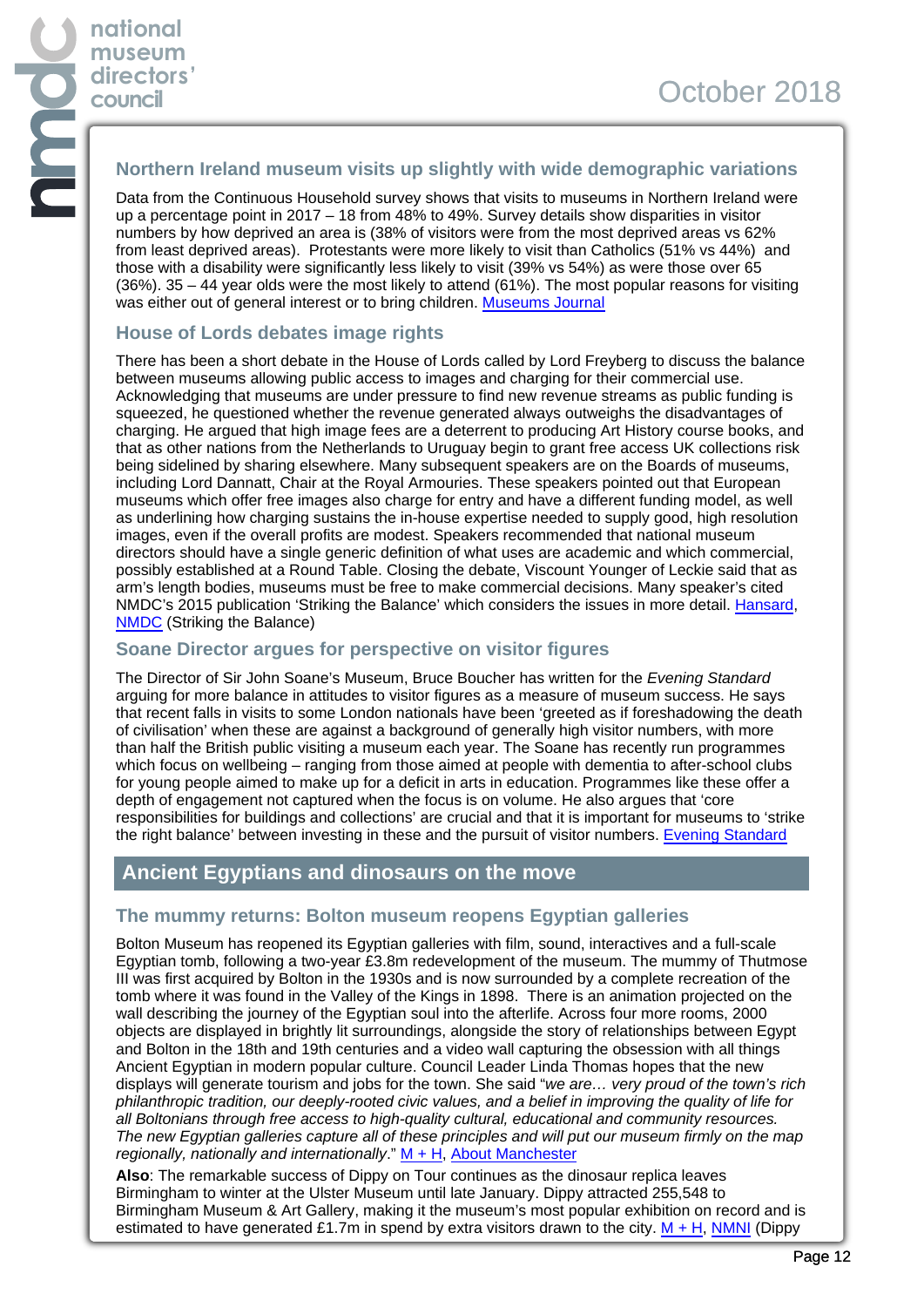### Northern Ireland museum visits up slightly with wide demographic variations

Data from the Continuous Household survey shows that visits to museums in Northern Ireland were up a percentage point in 2017 – 18 from 48% to 49%. Survey details show disparities in visitor numbers by how deprived an area is (38% of visitors were from the most deprived areas vs 62% from least deprived areas). Protestants were more likely to visit than Catholics (51% vs 44%) and those with a disability were significantly less likely to visit (39% vs 54%) as were those over 65 (36%). 35 – 44 year olds were the most likely to attend (61%). The most popular reasons for visiting was either out of general interest or to bring children. Museums Journal

### House of Lords debates image rights

There has been a short debate in the House of Lords called by Lord Freyberg to discuss the balance between museums allowing public access to images and charging for their commercial use. Acknowledging that museums are under pressure to find new revenue streams as public funding is squeezed, he questioned whether the revenue generated always outweighs the disadvantages of charging. He argued that high image fees are a deterrent to producing Art History course books, and that as other nations from the Netherlands to Uruguay begin to grant free access UK collections risk being sidelined by sharing elsewhere. Many subsequent speakers are on the Boards of museums, including Lord Dannatt, Chair at the Royal Armouries. These speakers pointed out that European museums which offer free images also charge for entry and have a different funding model, as well as underlining how charging sustains the in-house expertise needed to supply good, high resolution images, even if the overall profits are modest. Speakers recommended that national museum directors should have a single generic definition of what uses are academic and which commercial, possibly established at a Round Table. Closing the debate, Viscount Younger of Leckie said that as arm's length bodies, museums must be free to make commercial decisions. Many speaker's cited NMDC's 2015 publication 'Striking the Balance' which considers the issues in more detail. Hansard, NMDC (Striking the Balance)

### Soane Director argues for perspective on visitor figures

The Director of Sir John Soane's Museum, Bruce Boucher has written for the *Evening Standard* arguing for more balance in attitudes to visitor figures as a measure of museum success. He says that recent falls in visits to some London nationals have been 'greeted as if foreshadowing the death of civilisation' when these are against a background of generally high visitor numbers, with more than half the British public visiting a museum each year. The Soane has recently run programmes which focus on wellbeing – ranging from those aimed at people with dementia to after-school clubs for young people aimed to make up for a deficit in arts in education. Programmes like these offer a depth of engagement not captured when the focus is on volume. He also argues that 'core responsibilities for buildings and collections' are crucial and that it is important for museums to 'strike the right balance' between investing in these and the pursuit of visitor numbers. Evening Standard

## Ancient Egyptians and dinosaurs on the move

### The mummy returns: Bolton museum reopens Egyptian galleries

Bolton Museum has reopened its Egyptian galleries with film, sound, interactives and a full-scale Egyptian tomb, following a two-year £3.8m redevelopment of the museum. The mummy of Thutmose III was first acquired by Bolton in the 1930s and is now surrounded by a complete recreation of the tomb where it was found in the Valley of the Kings in 1898. There is an animation projected on the wall describing the journey of the Egyptian soul into the afterlife. Across four more rooms, 2000 objects are displayed in brightly lit surroundings, alongside the story of relationships between Egypt and Bolton in the 18th and 19th centuries and a video wall capturing the obsession with all things Ancient Egyptian in modern popular culture. Council Leader Linda Thomas hopes that the new displays will generate tourism and jobs for the town. She said "*we are… very proud of the town's rich philanthropic tradition, our deeply-rooted civic values, and a belief in improving the quality of life for all Boltonians through free access to high-quality cultural, educational and community resources. The new Egyptian galleries capture all of these principles and will put our museum firmly on the map regionally, nationally and internationally*." M + H, About Manchester

**Also**: The remarkable success of Dippy on Tour continues as the dinosaur replica leaves Birmingham to winter at the Ulster Museum until late January. Dippy attracted 255,548 to Birmingham Museum & Art Gallery, making it the museum's most popular exhibition on record and is estimated to have generated £1.7m in spend by extra visitors drawn to the city. M + H, NMNI (Dippy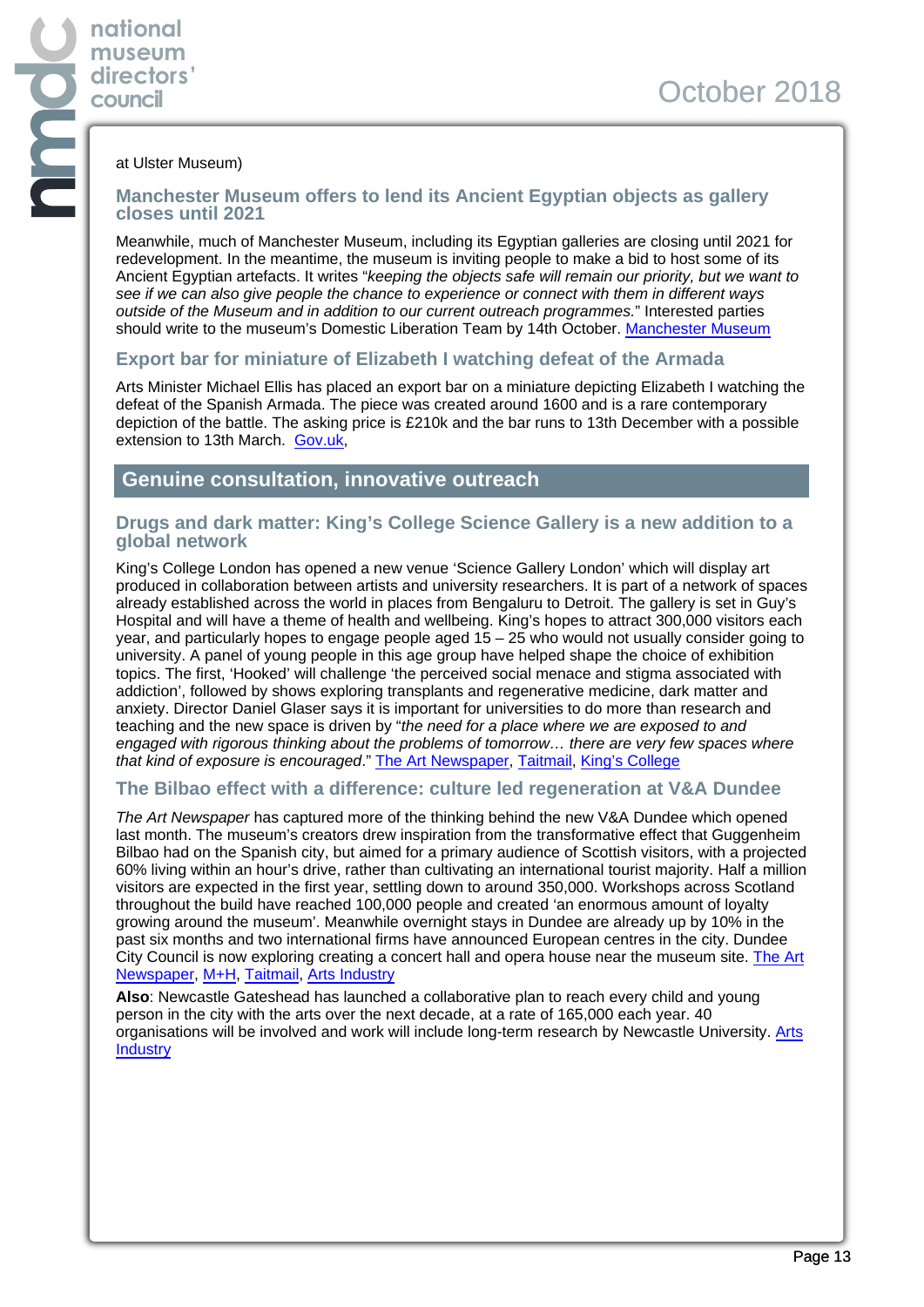at Ulster Museum)

### Manchester Museum offers to lend its Ancient Egyptian objects as gallery closes until 2021

Meanwhile, much of Manchester Museum, including its Egyptian galleries are closing until 2021 for redevelopment. In the meantime, the museum is inviting people to make a bid to host some of its Ancient Egyptian artefacts. It writes "*keeping the objects safe will remain our priority, but we want to see if we can also give people the chance to experience or connect with them in different ways outside of the Museum and in addition to our current outreach programmes.*" Interested parties should write to the museum's Domestic Liberation Team by 14th October. Manchester Museum

### Export bar for miniature of Elizabeth I watching defeat of the Armada

Arts Minister Michael Ellis has placed an export bar on a miniature depicting Elizabeth I watching the defeat of the Spanish Armada. The piece was created around 1600 and is a rare contemporary depiction of the battle. The asking price is £210k and the bar runs to 13th December with a possible extension to 13th March. Gov.uk,

## Genuine consultation, innovative outreach

### Drugs and dark matter: King's College Science Gallery is a new addition to a global network

King's College London has opened a new venue 'Science Gallery London' which will display art produced in collaboration between artists and university researchers. It is part of a network of spaces already established across the world in places from Bengaluru to Detroit. The gallery is set in Guy's Hospital and will have a theme of health and wellbeing. King's hopes to attract 300,000 visitors each year, and particularly hopes to engage people aged 15 – 25 who would not usually consider going to university. A panel of young people in this age group have helped shape the choice of exhibition topics. The first, 'Hooked' will challenge 'the perceived social menace and stigma associated with addiction', followed by shows exploring transplants and regenerative medicine, dark matter and anxiety. Director Daniel Glaser says it is important for universities to do more than research and teaching and the new space is driven by "*the need for a place where we are exposed to and engaged with rigorous thinking about the problems of tomorrow… there are very few spaces where that kind of exposure is encouraged*." The Art Newspaper, Taitmail, King's College

### The Bilbao effect with a difference: culture led regeneration at V&A Dundee

*The Art Newspaper* has captured more of the thinking behind the new V&A Dundee which opened last month. The museum's creators drew inspiration from the transformative effect that Guggenheim Bilbao had on the Spanish city, but aimed for a primary audience of Scottish visitors, with a projected 60% living within an hour's drive, rather than cultivating an international tourist majority. Half a million visitors are expected in the first year, settling down to around 350,000. Workshops across Scotland throughout the build have reached 100,000 people and created 'an enormous amount of loyalty growing around the museum'. Meanwhile overnight stays in Dundee are already up by 10% in the past six months and two international firms have announced European centres in the city. Dundee City Council is now exploring creating a concert hall and opera house near the museum site. The Art Newspaper, M+H, Taitmail, Arts Industry

**Also**: Newcastle Gateshead has launched a collaborative plan to reach every child and young person in the city with the arts over the next decade, at a rate of 165,000 each year. 40 organisations will be involved and work will include long-term research by Newcastle University. Arts Industry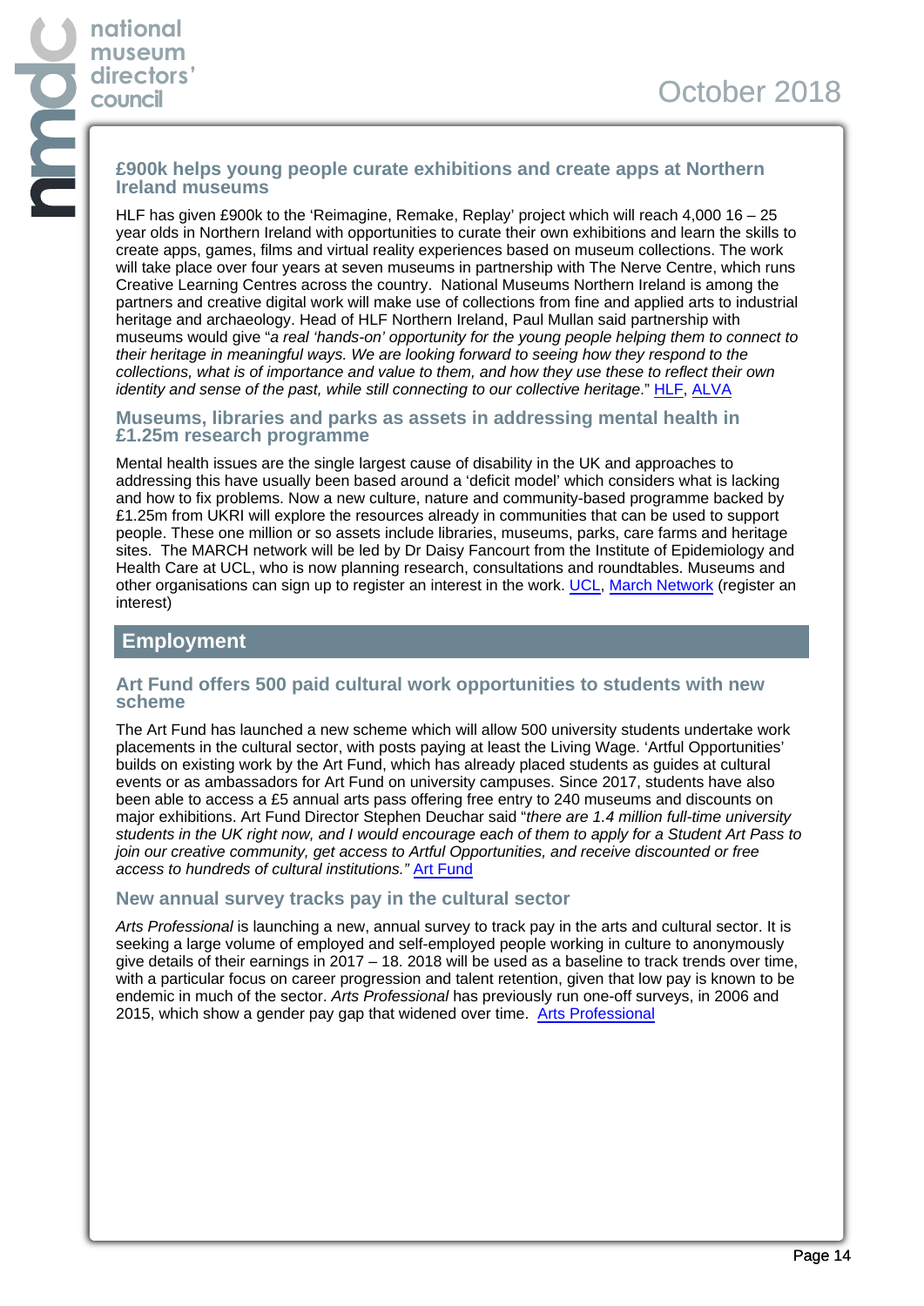### £900k helps young people curate exhibitions and create apps at Northern Ireland museums

HLF has given £900k to the 'Reimagine, Remake, Replay' project which will reach 4,000 16 – 25 year olds in Northern Ireland with opportunities to curate their own exhibitions and learn the skills to create apps, games, films and virtual reality experiences based on museum collections. The work will take place over four years at seven museums in partnership with The Nerve Centre, which runs Creative Learning Centres across the country. National Museums Northern Ireland is among the partners and creative digital work will make use of collections from fine and applied arts to industrial heritage and archaeology. Head of HLF Northern Ireland, Paul Mullan said partnership with museums would give "*a real 'hands-on' opportunity for the young people helping them to connect to their heritage in meaningful ways. We are looking forward to seeing how they respond to the collections, what is of importance and value to them, and how they use these to reflect their own identity and sense of the past, while still connecting to our collective heritage*." HLF, ALVA

### Museums, libraries and parks as assets in addressing mental health in £1.25m research programme

Mental health issues are the single largest cause of disability in the UK and approaches to addressing this have usually been based around a 'deficit model' which considers what is lacking and how to fix problems. Now a new culture, nature and community-based programme backed by £1.25m from UKRI will explore the resources already in communities that can be used to support people. These one million or so assets include libraries, museums, parks, care farms and heritage sites. The MARCH network will be led by Dr Daisy Fancourt from the Institute of Epidemiology and Health Care at UCL, who is now planning research, consultations and roundtables. Museums and other organisations can sign up to register an interest in the work. UCL, March Network (register an interest)

## Employment

### Art Fund offers 500 paid cultural work opportunities to students with new scheme

The Art Fund has launched a new scheme which will allow 500 university students undertake work placements in the cultural sector, with posts paying at least the Living Wage. 'Artful Opportunities' builds on existing work by the Art Fund, which has already placed students as guides at cultural events or as ambassadors for Art Fund on university campuses. Since 2017, students have also been able to access a £5 annual arts pass offering free entry to 240 museums and discounts on major exhibitions. Art Fund Director Stephen Deuchar said "*there are 1.4 million full-time university students in the UK right now, and I would encourage each of them to apply for a Student Art Pass to join our creative community, get access to Artful Opportunities, and receive discounted or free access to hundreds of cultural institutions."* Art Fund

### New annual survey tracks pay in the cultural sector

*Arts Professional* is launching a new, annual survey to track pay in the arts and cultural sector. It is seeking a large volume of employed and self-employed people working in culture to anonymously give details of their earnings in 2017 – 18. 2018 will be used as a baseline to track trends over time, with a particular focus on career progression and talent retention, given that low pay is known to be endemic in much of the sector. *Arts Professional* has previously run one-off surveys, in 2006 and 2015, which show a gender pay gap that widened over time. Arts Professional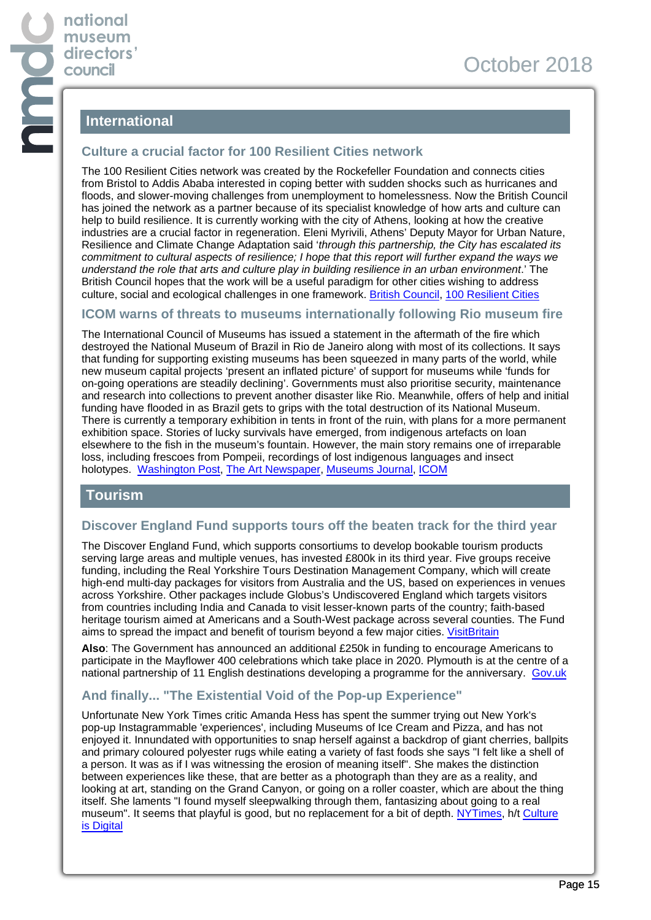## International

### Culture a crucial factor for 100 Resilient Cities network

The 100 Resilient Cities network was created by the Rockefeller Foundation and connects cities from Bristol to Addis Ababa interested in coping better with sudden shocks such as hurricanes and floods, and slower-moving challenges from unemployment to homelessness. Now the British Council has joined the network as a partner because of its specialist knowledge of how arts and culture can help to build resilience. It is currently working with the city of Athens, looking at how the creative industries are a crucial factor in regeneration. Eleni Myrivili, Athens' Deputy Mayor for Urban Nature, Resilience and Climate Change Adaptation said '*through this partnership, the City has escalated its commitment to cultural aspects of resilience; I hope that this report will further expand the ways we understand the role that arts and culture play in building resilience in an urban environment*.' The British Council hopes that the work will be a useful paradigm for other cities wishing to address culture, social and ecological challenges in one framework. British Council, 100 Resilient Cities

### ICOM warns of threats to museums internationally following Rio museum fire

The International Council of Museums has issued a statement in the aftermath of the fire which destroyed the National Museum of Brazil in Rio de Janeiro along with most of its collections. It says that funding for supporting existing museums has been squeezed in many parts of the world, while new museum capital projects 'present an inflated picture' of support for museums while 'funds for on-going operations are steadily declining'. Governments must also prioritise security, maintenance and research into collections to prevent another disaster like Rio. Meanwhile, offers of help and initial funding have flooded in as Brazil gets to grips with the total destruction of its National Museum. There is currently a temporary exhibition in tents in front of the ruin, with plans for a more permanent exhibition space. Stories of lucky survivals have emerged, from indigenous artefacts on loan elsewhere to the fish in the museum's fountain. However, the main story remains one of irreparable loss, including frescoes from Pompeii, recordings of lost indigenous languages and insect holotypes. Washington Post, The Art Newspaper, Museums Journal, ICOM

## Tourism

### Discover England Fund supports tours off the beaten track for the third year

The Discover England Fund, which supports consortiums to develop bookable tourism products serving large areas and multiple venues, has invested £800k in its third year. Five groups receive funding, including the Real Yorkshire Tours Destination Management Company, which will create high-end multi-day packages for visitors from Australia and the US, based on experiences in venues across Yorkshire. Other packages include Globus's Undiscovered England which targets visitors from countries including India and Canada to visit lesser-known parts of the country; faith-based heritage tourism aimed at Americans and a South-West package across several counties. The Fund aims to spread the impact and benefit of tourism beyond a few major cities. VisitBritain

**Also**: The Government has announced an additional £250k in funding to encourage Americans to participate in the Mayflower 400 celebrations which take place in 2020. Plymouth is at the centre of a national partnership of 11 English destinations developing a programme for the anniversary. Gov.uk

### And finally... "The Existential Void of the Pop-up Experience"

Unfortunate New York Times critic Amanda Hess has spent the summer trying out New York's pop-up Instagrammable 'experiences', including Museums of Ice Cream and Pizza, and has not enjoyed it. Innundated with opportunities to snap herself against a backdrop of giant cherries, ballpits and primary coloured polyester rugs while eating a variety of fast foods she says "I felt like a shell of a person. It was as if I was witnessing the erosion of meaning itself". She makes the distinction between experiences like these, that are better as a photograph than they are as a reality, and looking at art, standing on the Grand Canyon, or going on a roller coaster, which are about the thing itself. She laments "I found myself sleepwalking through them, fantasizing about going to a real museum". It seems that playful is good, but no replacement for a bit of depth. NYTimes, h/t Culture is Digital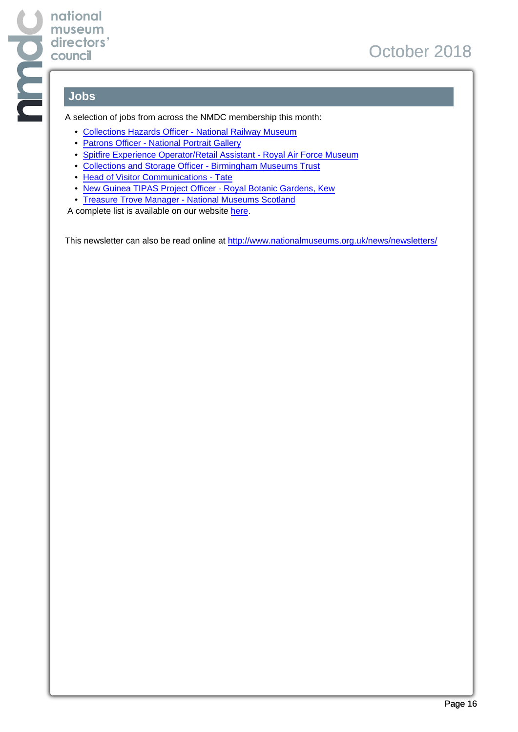## Jobs

A selection of jobs from across the NMDC membership this month:

- Collections Hazards Officer - National Railway Museum
- Patrons Officer - National Portrait Gallery
- Spitfire Experience Operator/Retail Assistant - Royal Air Force Museum
- Collections and Storage Officer - Birmingham Museums Trust
- Head of Visitor Communications - Tate
- New Guinea TIPAS Project Officer - Royal Botanic Gardens, Kew
- Treasure Trove Manager - National Museums Scotland

A complete list is available on our website here.

This newsletter can also be read online at http://www.nationalmuseums.org.uk/news/newsletters/